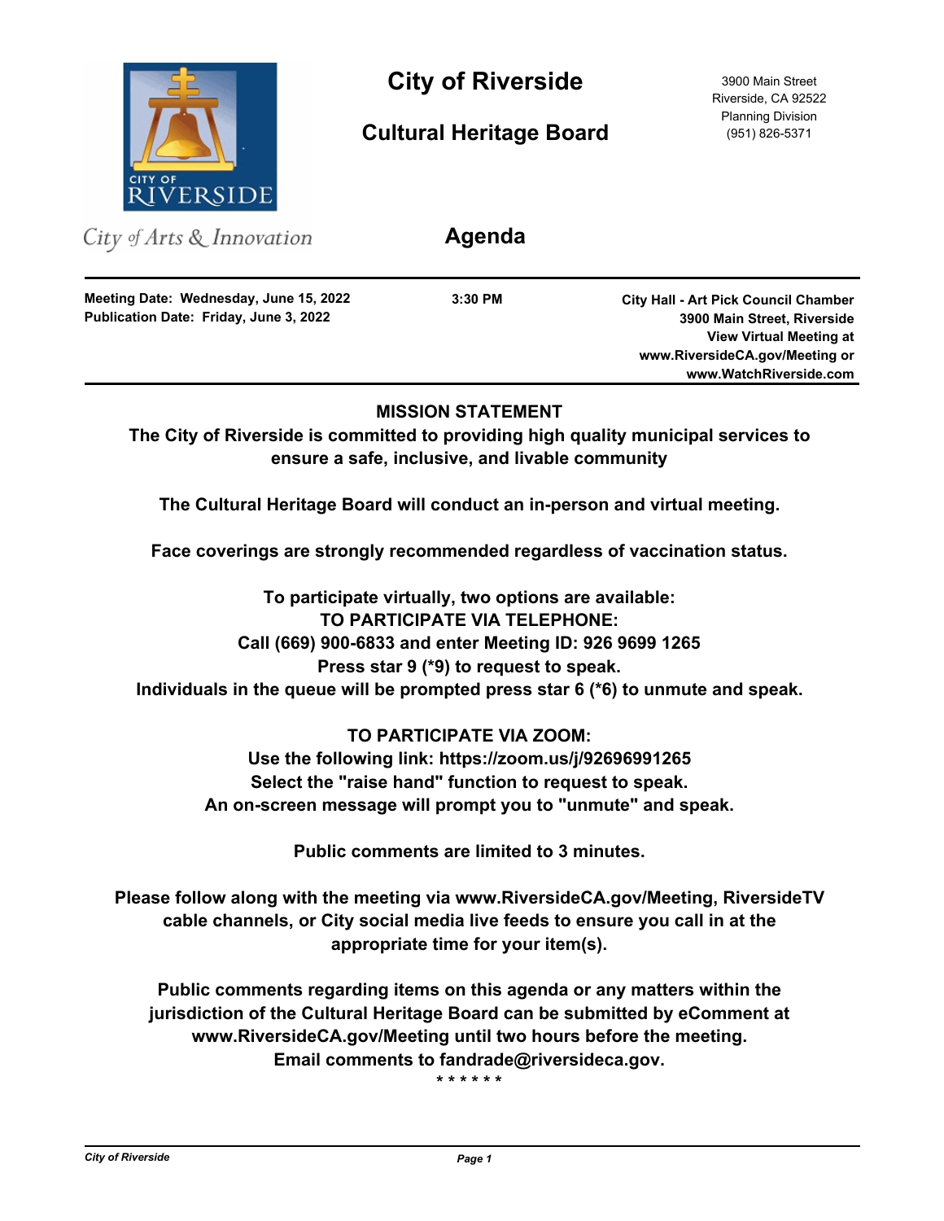# City of Riverside

## Cultural Heritage Board

3900 Main Street
Riverside, CA 92522
Planning Division
(951) 826-5371

City of Arts & Innovation

## Agenda

**Meeting Date: Wednesday, June 15, 2022**
**Publication Date: Friday, June 3, 2022**

**3:30 PM**

**City Hall - Art Pick Council Chamber**
**3900 Main Street, Riverside**
**View Virtual Meeting at**
**www.RiversideCA.gov/Meeting or**
**www.WatchRiverside.com**

---

**MISSION STATEMENT**
**The City of Riverside is committed to providing high quality municipal services to ensure a safe, inclusive, and livable community**

**The Cultural Heritage Board will conduct an in-person and virtual meeting.**

**Face coverings are strongly recommended regardless of vaccination status.**

**To participate virtually, two options are available:**
**TO PARTICIPATE VIA TELEPHONE:**
**Call (669) 900-6833 and enter Meeting ID: 926 9699 1265**
**Press star 9 (*9) to request to speak.**
**Individuals in the queue will be prompted press star 6 (*6) to unmute and speak.**

**TO PARTICIPATE VIA ZOOM:**
**Use the following link: https://zoom.us/j/92696991265**
**Select the "raise hand" function to request to speak.**
**An on-screen message will prompt you to "unmute" and speak.**

**Public comments are limited to 3 minutes.**

**Please follow along with the meeting via www.RiversideCA.gov/Meeting, RiversideTV cable channels, or City social media live feeds to ensure you call in at the appropriate time for your item(s).**

**Public comments regarding items on this agenda or any matters within the jurisdiction of the Cultural Heritage Board can be submitted by eComment at www.RiversideCA.gov/Meeting until two hours before the meeting.**
**Email comments to fandrade@riversideca.gov.**

\* \* \* \* \* \*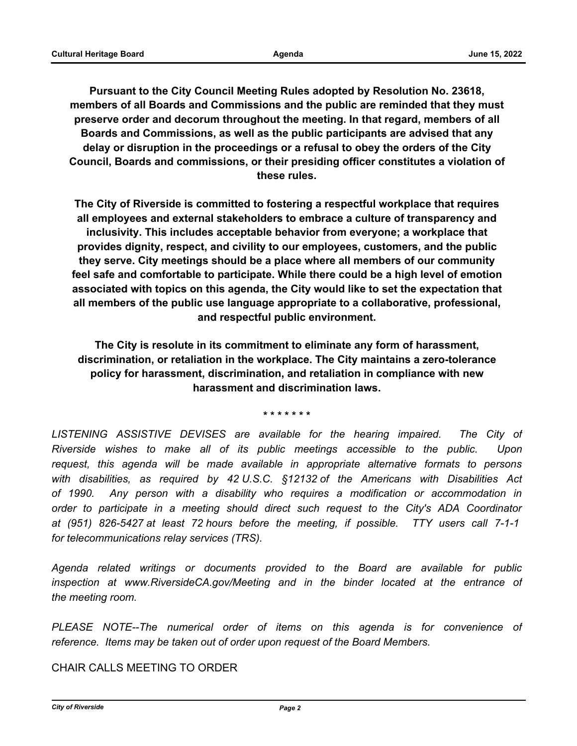**Pursuant to the City Council Meeting Rules adopted by Resolution No. 23618, members of all Boards and Commissions and the public are reminded that they must preserve order and decorum throughout the meeting. In that regard, members of all Boards and Commissions, as well as the public participants are advised that any delay or disruption in the proceedings or a refusal to obey the orders of the City Council, Boards and commissions, or their presiding officer constitutes a violation of these rules.**

**The City of Riverside is committed to fostering a respectful workplace that requires all employees and external stakeholders to embrace a culture of transparency and inclusivity. This includes acceptable behavior from everyone; a workplace that provides dignity, respect, and civility to our employees, customers, and the public they serve. City meetings should be a place where all members of our community feel safe and comfortable to participate. While there could be a high level of emotion associated with topics on this agenda, the City would like to set the expectation that all members of the public use language appropriate to a collaborative, professional, and respectful public environment.**

**The City is resolute in its commitment to eliminate any form of harassment, discrimination, or retaliation in the workplace. The City maintains a zero-tolerance policy for harassment, discrimination, and retaliation in compliance with new harassment and discrimination laws.**

**\* \* \* \* \* \* \***

*LISTENING ASSISTIVE DEVISES are available for the hearing impaired. The City of Riverside wishes to make all of its public meetings accessible to the public. Upon request, this agenda will be made available in appropriate alternative formats to persons with disabilities, as required by 42 U.S.C. §12132 of the Americans with Disabilities Act of 1990. Any person with a disability who requires a modification or accommodation in order to participate in a meeting should direct such request to the City's ADA Coordinator at (951) 826-5427 at least 72 hours before the meeting, if possible. TTY users call 7-1-1 for telecommunications relay services (TRS).*

*Agenda related writings or documents provided to the Board are available for public inspection at www.RiversideCA.gov/Meeting and in the binder located at the entrance of the meeting room.*

*PLEASE NOTE--The numerical order of items on this agenda is for convenience of reference. Items may be taken out of order upon request of the Board Members.*

CHAIR CALLS MEETING TO ORDER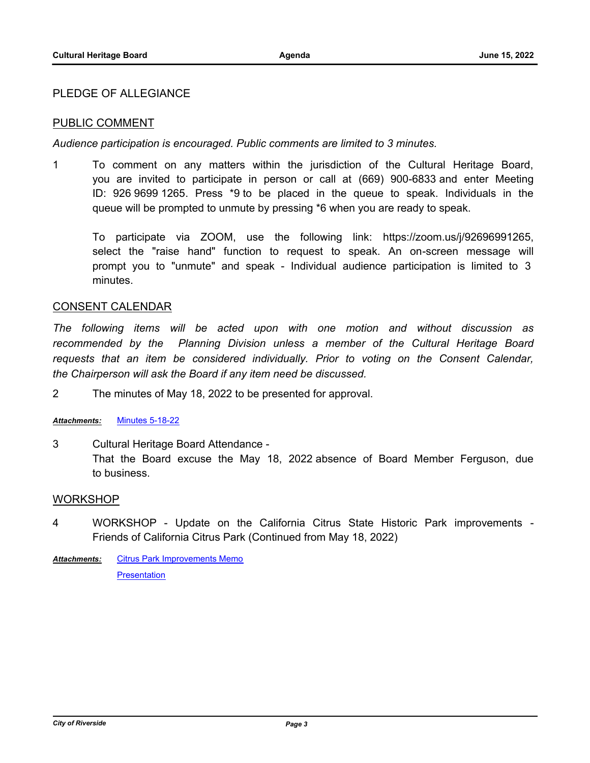PLEDGE OF ALLEGIANCE

## PUBLIC COMMENT

*Audience participation is encouraged. Public comments are limited to 3 minutes.*

1 To comment on any matters within the jurisdiction of the Cultural Heritage Board, you are invited to participate in person or call at (669) 900-6833 and enter Meeting ID: 926 9699 1265. Press *9 to be placed in the queue to speak. Individuals in the queue will be prompted to unmute by pressing *6 when you are ready to speak.

To participate via ZOOM, use the following link: https://zoom.us/j/92696991265, select the "raise hand" function to request to speak. An on-screen message will prompt you to "unmute" and speak - Individual audience participation is limited to 3 minutes.

## CONSENT CALENDAR

*The following items will be acted upon with one motion and without discussion as recommended by the Planning Division unless a member of the Cultural Heritage Board requests that an item be considered individually. Prior to voting on the Consent Calendar, the Chairperson will ask the Board if any item need be discussed.*

2 The minutes of May 18, 2022 to be presented for approval.

***Attachments:*** Minutes 5-18-22

3 Cultural Heritage Board Attendance -
That the Board excuse the May 18, 2022 absence of Board Member Ferguson, due to business.

## WORKSHOP

4 WORKSHOP - Update on the California Citrus State Historic Park improvements - Friends of California Citrus Park (Continued from May 18, 2022)

***Attachments:*** Citrus Park Improvements Memo
Presentation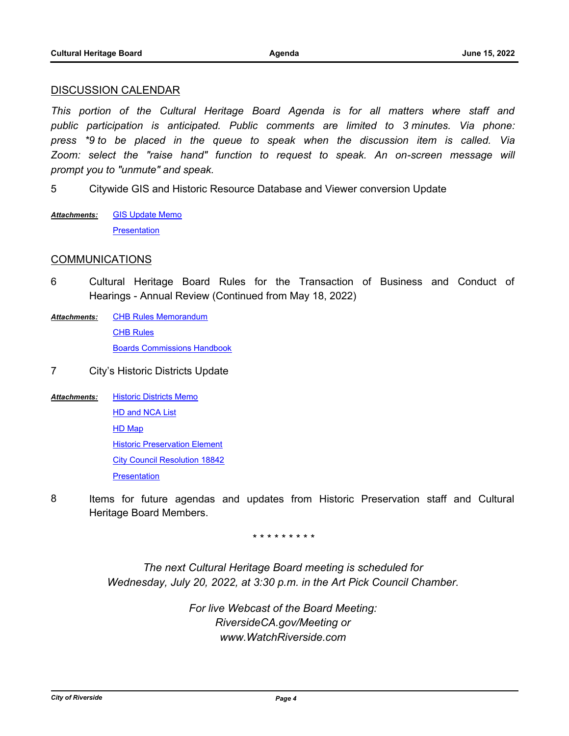## DISCUSSION CALENDAR

*This portion of the Cultural Heritage Board Agenda is for all matters where staff and public participation is anticipated. Public comments are limited to 3 minutes. Via phone: press *9 to be placed in the queue to speak when the discussion item is called. Via Zoom: select the "raise hand" function to request to speak. An on-screen message will prompt you to "unmute" and speak.*

5 Citywide GIS and Historic Resource Database and Viewer conversion Update

***Attachments:*** GIS Update Memo
Presentation

## COMMUNICATIONS

6 Cultural Heritage Board Rules for the Transaction of Business and Conduct of Hearings - Annual Review (Continued from May 18, 2022)

***Attachments:*** CHB Rules Memorandum
CHB Rules
Boards Commissions Handbook

7 City's Historic Districts Update

***Attachments:*** Historic Districts Memo
HD and NCA List
HD Map
Historic Preservation Element
City Council Resolution 18842
Presentation

8 Items for future agendas and updates from Historic Preservation staff and Cultural Heritage Board Members.

\* \* \* \* \* \* \* \* \*

*The next Cultural Heritage Board meeting is scheduled for Wednesday, July 20, 2022, at 3:30 p.m. in the Art Pick Council Chamber.*

*For live Webcast of the Board Meeting: RiversideCA.gov/Meeting or www.WatchRiverside.com*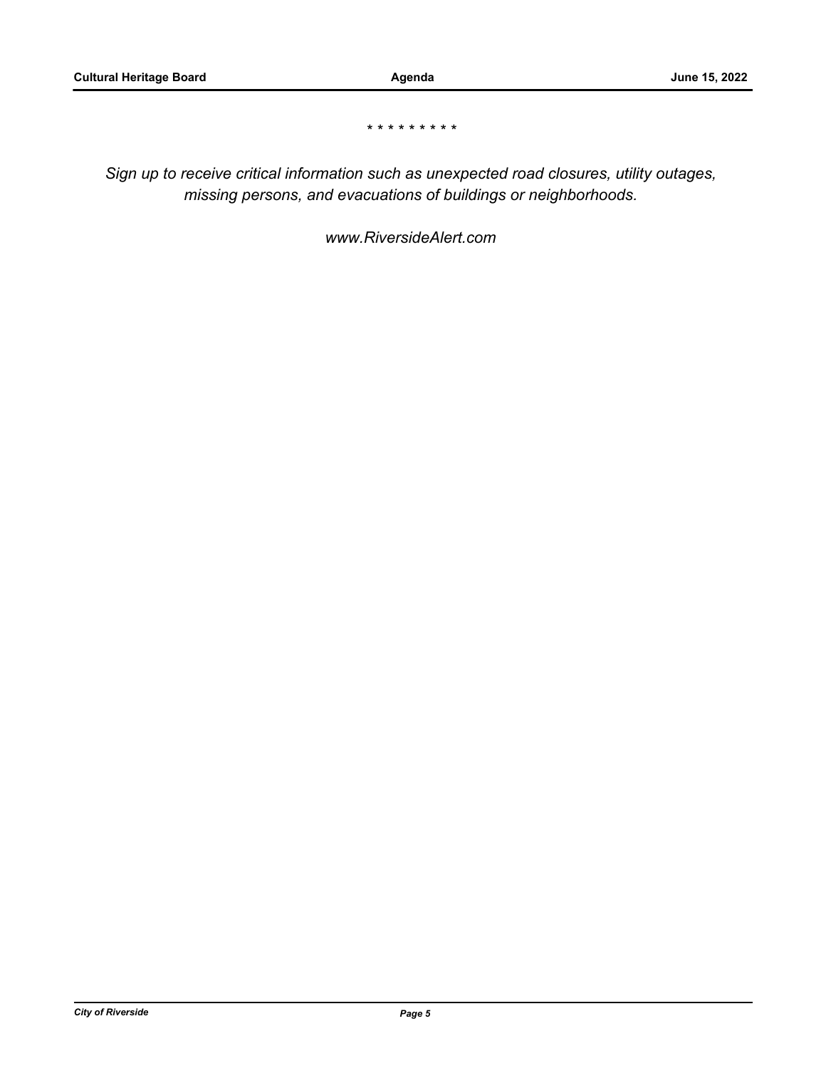\* \* \* \* \* \* \* \* \*

*Sign up to receive critical information such as unexpected road closures, utility outages, missing persons, and evacuations of buildings or neighborhoods.*

*www.RiversideAlert.com*